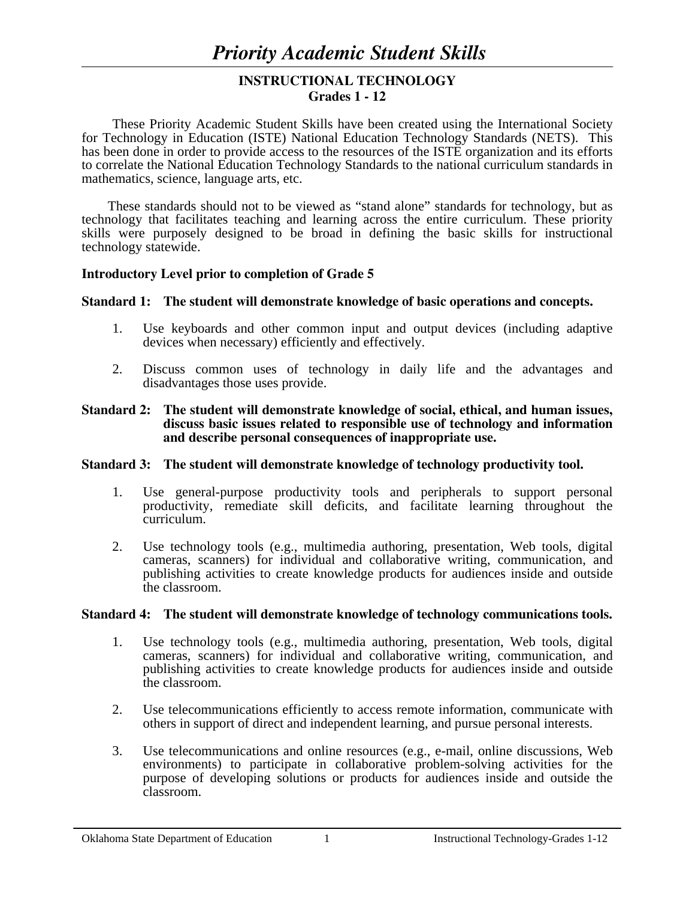# *Priority Academic Student Skills*

## INSTRUCTIONAL TECHNOLOGY
## Grades 1 - 12

These Priority Academic Student Skills have been created using the International Society for Technology in Education (ISTE) National Education Technology Standards (NETS). This has been done in order to provide access to the resources of the ISTE organization and its efforts to correlate the National Education Technology Standards to the national curriculum standards in mathematics, science, language arts, etc.

These standards should not to be viewed as "stand alone" standards for technology, but as technology that facilitates teaching and learning across the entire curriculum. These priority skills were purposely designed to be broad in defining the basic skills for instructional technology statewide.

**Introductory Level prior to completion of Grade 5**

**Standard 1: The student will demonstrate knowledge of basic operations and concepts.**

1. Use keyboards and other common input and output devices (including adaptive devices when necessary) efficiently and effectively.

2. Discuss common uses of technology in daily life and the advantages and disadvantages those uses provide.

**Standard 2: The student will demonstrate knowledge of social, ethical, and human issues, discuss basic issues related to responsible use of technology and information and describe personal consequences of inappropriate use.**

**Standard 3: The student will demonstrate knowledge of technology productivity tool.**

1. Use general-purpose productivity tools and peripherals to support personal productivity, remediate skill deficits, and facilitate learning throughout the curriculum.

2. Use technology tools (e.g., multimedia authoring, presentation, Web tools, digital cameras, scanners) for individual and collaborative writing, communication, and publishing activities to create knowledge products for audiences inside and outside the classroom.

**Standard 4: The student will demonstrate knowledge of technology communications tools.**

1. Use technology tools (e.g., multimedia authoring, presentation, Web tools, digital cameras, scanners) for individual and collaborative writing, communication, and publishing activities to create knowledge products for audiences inside and outside the classroom.

2. Use telecommunications efficiently to access remote information, communicate with others in support of direct and independent learning, and pursue personal interests.

3. Use telecommunications and online resources (e.g., e-mail, online discussions, Web environments) to participate in collaborative problem-solving activities for the purpose of developing solutions or products for audiences inside and outside the classroom.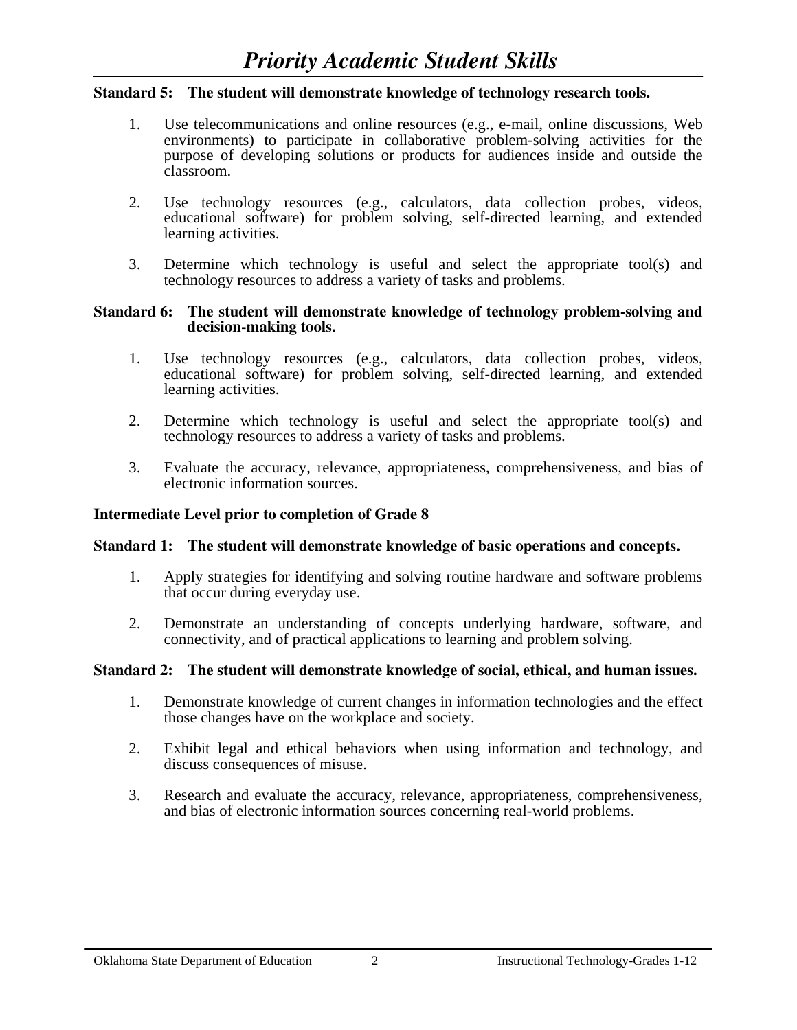# *Priority Academic Student Skills*

**Standard 5: The student will demonstrate knowledge of technology research tools.**

1. Use telecommunications and online resources (e.g., e-mail, online discussions, Web environments) to participate in collaborative problem-solving activities for the purpose of developing solutions or products for audiences inside and outside the classroom.

2. Use technology resources (e.g., calculators, data collection probes, videos, educational software) for problem solving, self-directed learning, and extended learning activities.

3. Determine which technology is useful and select the appropriate tool(s) and technology resources to address a variety of tasks and problems.

**Standard 6: The student will demonstrate knowledge of technology problem-solving and decision-making tools.**

1. Use technology resources (e.g., calculators, data collection probes, videos, educational software) for problem solving, self-directed learning, and extended learning activities.

2. Determine which technology is useful and select the appropriate tool(s) and technology resources to address a variety of tasks and problems.

3. Evaluate the accuracy, relevance, appropriateness, comprehensiveness, and bias of electronic information sources.

**Intermediate Level prior to completion of Grade 8**

**Standard 1: The student will demonstrate knowledge of basic operations and concepts.**

1. Apply strategies for identifying and solving routine hardware and software problems that occur during everyday use.

2. Demonstrate an understanding of concepts underlying hardware, software, and connectivity, and of practical applications to learning and problem solving.

**Standard 2: The student will demonstrate knowledge of social, ethical, and human issues.**

1. Demonstrate knowledge of current changes in information technologies and the effect those changes have on the workplace and society.

2. Exhibit legal and ethical behaviors when using information and technology, and discuss consequences of misuse.

3. Research and evaluate the accuracy, relevance, appropriateness, comprehensiveness, and bias of electronic information sources concerning real-world problems.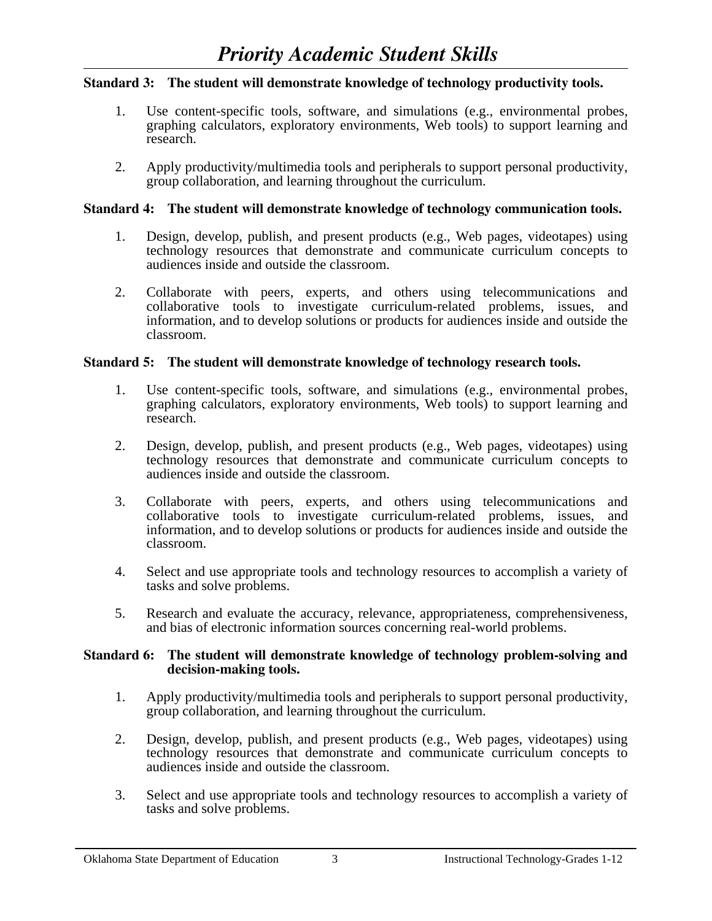# *Priority Academic Student Skills*

**Standard 3: The student will demonstrate knowledge of technology productivity tools.**

1. Use content-specific tools, software, and simulations (e.g., environmental probes, graphing calculators, exploratory environments, Web tools) to support learning and research.

2. Apply productivity/multimedia tools and peripherals to support personal productivity, group collaboration, and learning throughout the curriculum.

**Standard 4: The student will demonstrate knowledge of technology communication tools.**

1. Design, develop, publish, and present products (e.g., Web pages, videotapes) using technology resources that demonstrate and communicate curriculum concepts to audiences inside and outside the classroom.

2. Collaborate with peers, experts, and others using telecommunications and collaborative tools to investigate curriculum-related problems, issues, and information, and to develop solutions or products for audiences inside and outside the classroom.

**Standard 5: The student will demonstrate knowledge of technology research tools.**

1. Use content-specific tools, software, and simulations (e.g., environmental probes, graphing calculators, exploratory environments, Web tools) to support learning and research.

2. Design, develop, publish, and present products (e.g., Web pages, videotapes) using technology resources that demonstrate and communicate curriculum concepts to audiences inside and outside the classroom.

3. Collaborate with peers, experts, and others using telecommunications and collaborative tools to investigate curriculum-related problems, issues, and information, and to develop solutions or products for audiences inside and outside the classroom.

4. Select and use appropriate tools and technology resources to accomplish a variety of tasks and solve problems.

5. Research and evaluate the accuracy, relevance, appropriateness, comprehensiveness, and bias of electronic information sources concerning real-world problems.

**Standard 6: The student will demonstrate knowledge of technology problem-solving and decision-making tools.**

1. Apply productivity/multimedia tools and peripherals to support personal productivity, group collaboration, and learning throughout the curriculum.

2. Design, develop, publish, and present products (e.g., Web pages, videotapes) using technology resources that demonstrate and communicate curriculum concepts to audiences inside and outside the classroom.

3. Select and use appropriate tools and technology resources to accomplish a variety of tasks and solve problems.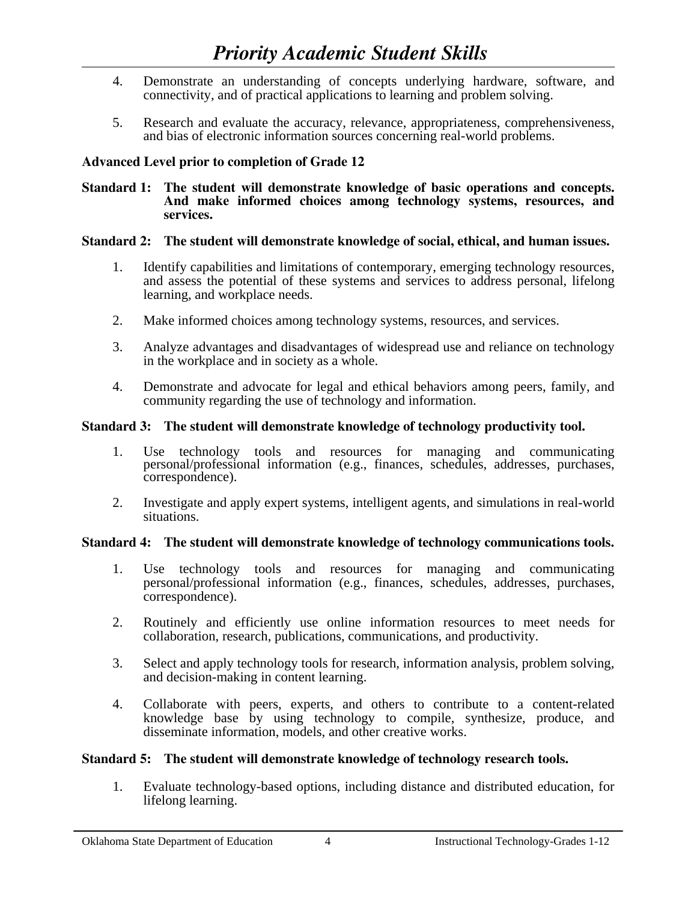4. Demonstrate an understanding of concepts underlying hardware, software, and connectivity, and of practical applications to learning and problem solving.

5. Research and evaluate the accuracy, relevance, appropriateness, comprehensiveness, and bias of electronic information sources concerning real-world problems.

**Advanced Level prior to completion of Grade 12**

**Standard 1: The student will demonstrate knowledge of basic operations and concepts. And make informed choices among technology systems, resources, and services.**

**Standard 2: The student will demonstrate knowledge of social, ethical, and human issues.**

1. Identify capabilities and limitations of contemporary, emerging technology resources, and assess the potential of these systems and services to address personal, lifelong learning, and workplace needs.

2. Make informed choices among technology systems, resources, and services.

3. Analyze advantages and disadvantages of widespread use and reliance on technology in the workplace and in society as a whole.

4. Demonstrate and advocate for legal and ethical behaviors among peers, family, and community regarding the use of technology and information.

**Standard 3: The student will demonstrate knowledge of technology productivity tool.**

1. Use technology tools and resources for managing and communicating personal/professional information (e.g., finances, schedules, addresses, purchases, correspondence).

2. Investigate and apply expert systems, intelligent agents, and simulations in real-world situations.

**Standard 4: The student will demonstrate knowledge of technology communications tools.**

1. Use technology tools and resources for managing and communicating personal/professional information (e.g., finances, schedules, addresses, purchases, correspondence).

2. Routinely and efficiently use online information resources to meet needs for collaboration, research, publications, communications, and productivity.

3. Select and apply technology tools for research, information analysis, problem solving, and decision-making in content learning.

4. Collaborate with peers, experts, and others to contribute to a content-related knowledge base by using technology to compile, synthesize, produce, and disseminate information, models, and other creative works.

**Standard 5: The student will demonstrate knowledge of technology research tools.**

1. Evaluate technology-based options, including distance and distributed education, for lifelong learning.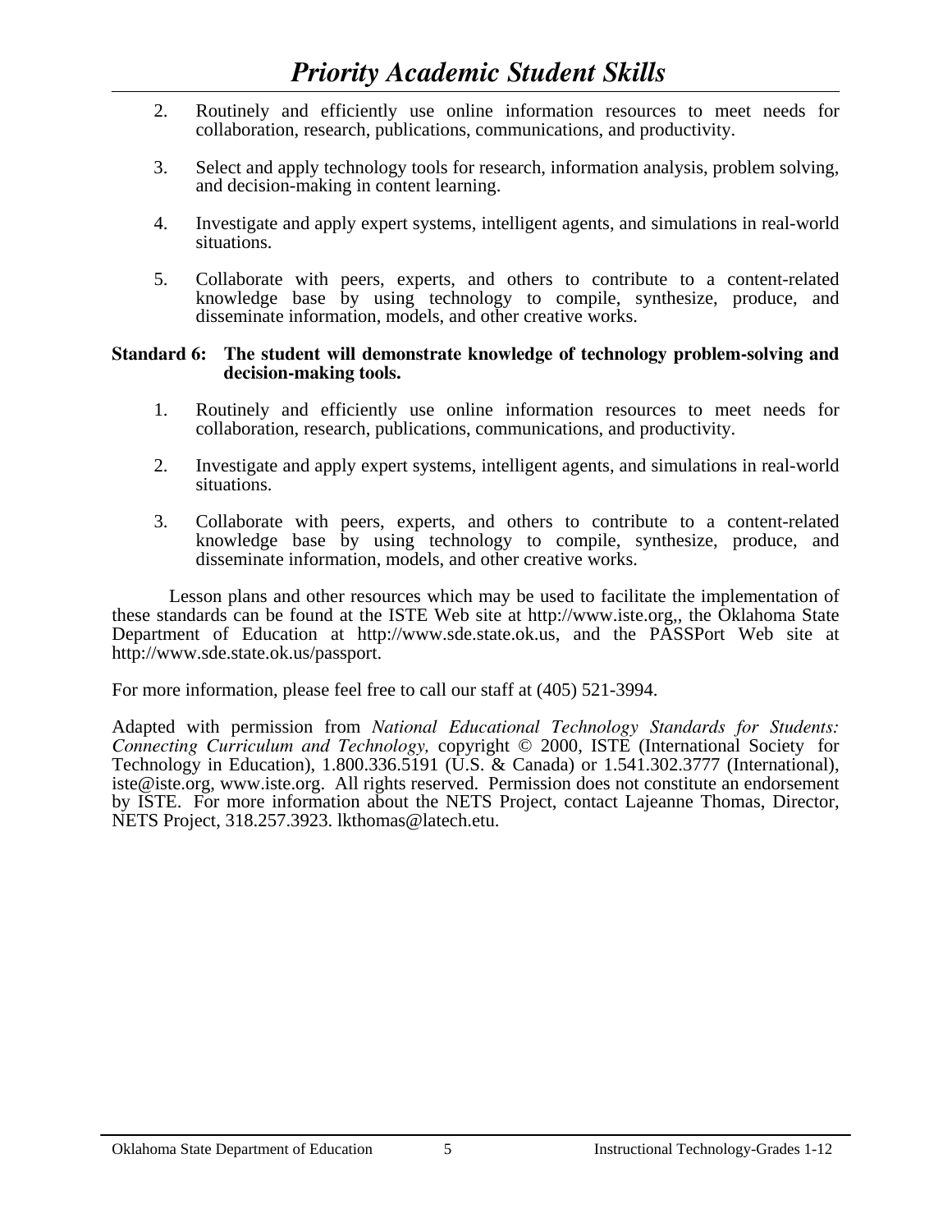2. Routinely and efficiently use online information resources to meet needs for collaboration, research, publications, communications, and productivity.

3. Select and apply technology tools for research, information analysis, problem solving, and decision-making in content learning.

4. Investigate and apply expert systems, intelligent agents, and simulations in real-world situations.

5. Collaborate with peers, experts, and others to contribute to a content-related knowledge base by using technology to compile, synthesize, produce, and disseminate information, models, and other creative works.

**Standard 6: The student will demonstrate knowledge of technology problem-solving and decision-making tools.**

1. Routinely and efficiently use online information resources to meet needs for collaboration, research, publications, communications, and productivity.

2. Investigate and apply expert systems, intelligent agents, and simulations in real-world situations.

3. Collaborate with peers, experts, and others to contribute to a content-related knowledge base by using technology to compile, synthesize, produce, and disseminate information, models, and other creative works.

Lesson plans and other resources which may be used to facilitate the implementation of these standards can be found at the ISTE Web site at http://www.iste.org,, the Oklahoma State Department of Education at http://www.sde.state.ok.us, and the PASSPort Web site at http://www.sde.state.ok.us/passport.

For more information, please feel free to call our staff at (405) 521-3994.

Adapted with permission from *National Educational Technology Standards for Students: Connecting Curriculum and Technology,* copyright © 2000, ISTE (International Society for Technology in Education), 1.800.336.5191 (U.S. & Canada) or 1.541.302.3777 (International), iste@iste.org, www.iste.org. All rights reserved. Permission does not constitute an endorsement by ISTE. For more information about the NETS Project, contact Lajeanne Thomas, Director, NETS Project, 318.257.3923. lkthomas@latech.etu.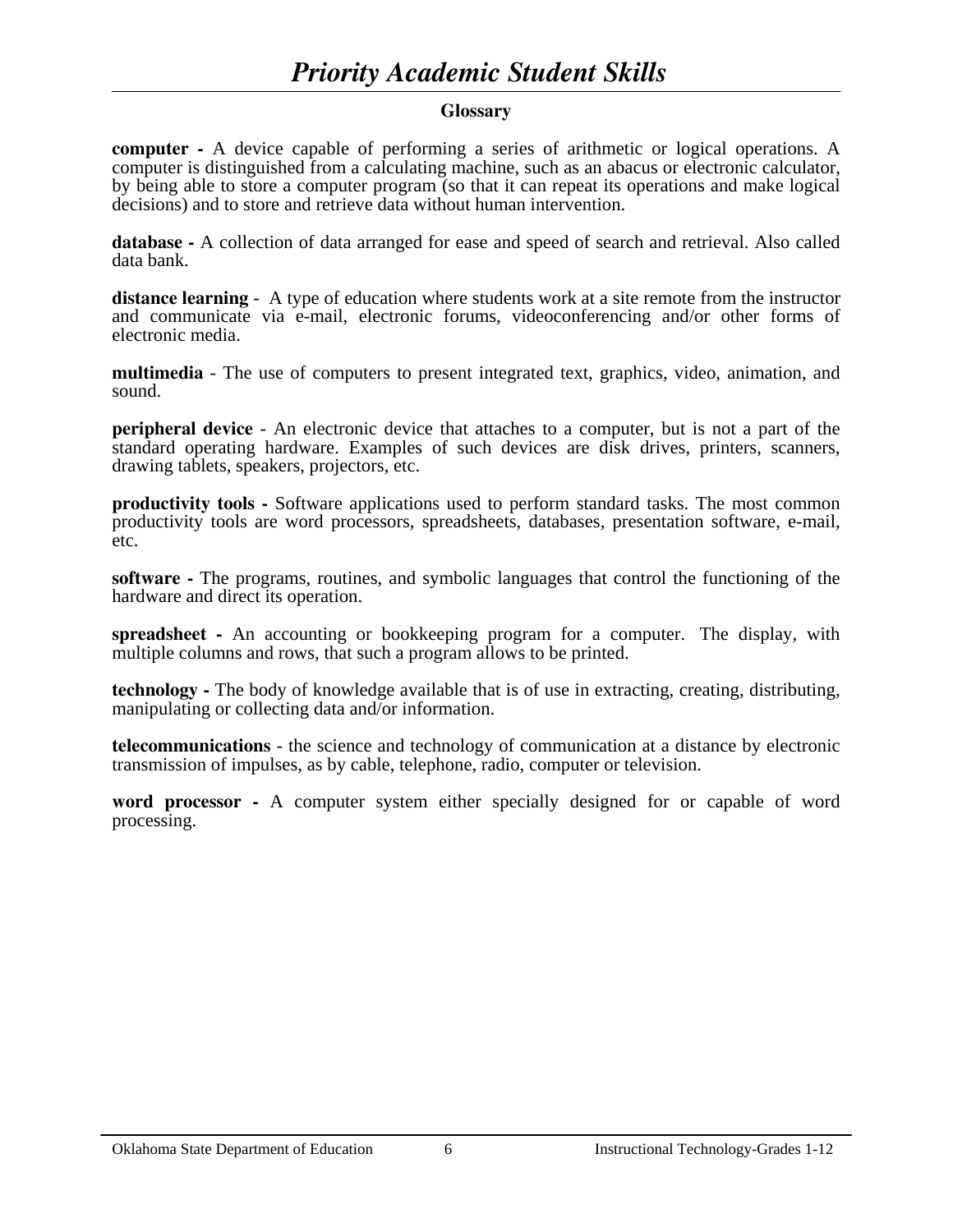## Glossary

**computer -** A device capable of performing a series of arithmetic or logical operations. A computer is distinguished from a calculating machine, such as an abacus or electronic calculator, by being able to store a computer program (so that it can repeat its operations and make logical decisions) and to store and retrieve data without human intervention.

**database -** A collection of data arranged for ease and speed of search and retrieval. Also called data bank.

**distance learning** - A type of education where students work at a site remote from the instructor and communicate via e-mail, electronic forums, videoconferencing and/or other forms of electronic media.

**multimedia** - The use of computers to present integrated text, graphics, video, animation, and sound.

**peripheral device** - An electronic device that attaches to a computer, but is not a part of the standard operating hardware. Examples of such devices are disk drives, printers, scanners, drawing tablets, speakers, projectors, etc.

**productivity tools -** Software applications used to perform standard tasks. The most common productivity tools are word processors, spreadsheets, databases, presentation software, e-mail, etc.

**software -** The programs, routines, and symbolic languages that control the functioning of the hardware and direct its operation.

**spreadsheet -** An accounting or bookkeeping program for a computer. The display, with multiple columns and rows, that such a program allows to be printed.

**technology -** The body of knowledge available that is of use in extracting, creating, distributing, manipulating or collecting data and/or information.

**telecommunications** - the science and technology of communication at a distance by electronic transmission of impulses, as by cable, telephone, radio, computer or television.

**word processor -** A computer system either specially designed for or capable of word processing.